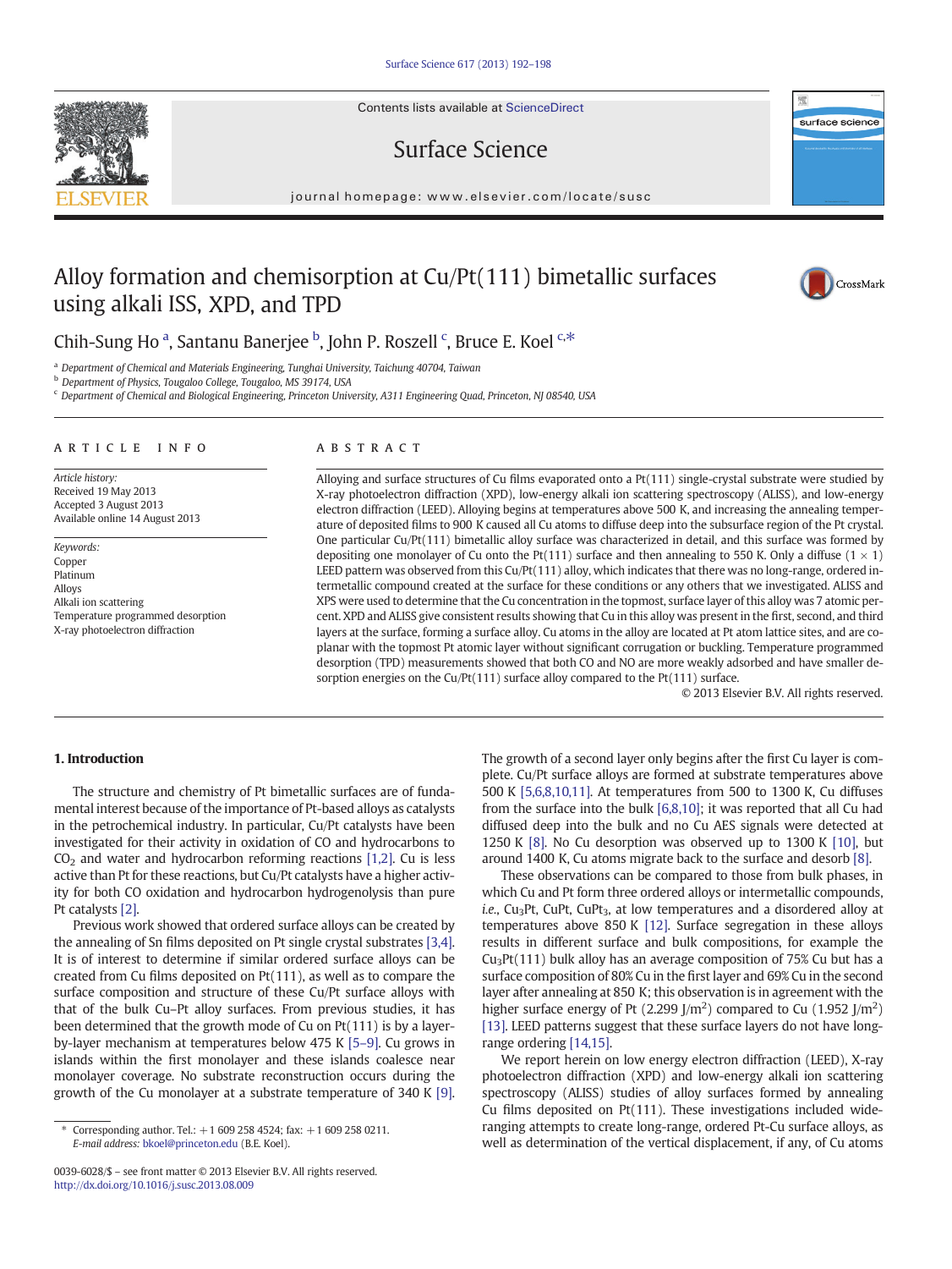# Alloy formation and chemisorption at Cu/Pt(111) bimetallic surfaces using alkali ISS, XPD, and TPD

Chih-Sung Ho [a], Santanu Banerjee [b], John P. Roszell [c], Bruce E. Koel [c,*]

[a] Department of Chemical and Materials Engineering, Tunghai University, Taichung 40704, Taiwan
[b] Department of Physics, Tougaloo College, Tougaloo, MS 39174, USA
[c] Department of Chemical and Biological Engineering, Princeton University, A311 Engineering Quad, Princeton, NJ 08540, USA

## ARTICLE INFO

*Article history:*
Received 19 May 2013
Accepted 3 August 2013
Available online 14 August 2013

*Keywords:*
Copper
Platinum
Alloys
Alkali ion scattering
Temperature programmed desorption
X-ray photoelectron diffraction

## ABSTRACT

Alloying and surface structures of Cu films evaporated onto a Pt(111) single-crystal substrate were studied by X-ray photoelectron diffraction (XPD), low-energy alkali ion scattering spectroscopy (ALISS), and low-energy electron diffraction (LEED). Alloying begins at temperatures above 500 K, and increasing the annealing temperature of deposited films to 900 K caused all Cu atoms to diffuse deep into the subsurface region of the Pt crystal. One particular Cu/Pt(111) bimetallic alloy surface was characterized in detail, and this surface was formed by depositing one monolayer of Cu onto the Pt(111) surface and then annealing to 550 K. Only a diffuse (1 × 1) LEED pattern was observed from this Cu/Pt(111) alloy, which indicates that there was no long-range, ordered intermetallic compound created at the surface for these conditions or any others that we investigated. ALISS and XPS were used to determine that the Cu concentration in the topmost, surface layer of this alloy was 7 atomic percent. XPD and ALISS give consistent results showing that Cu in this alloy was present in the first, second, and third layers at the surface, forming a surface alloy. Cu atoms in the alloy are located at Pt atom lattice sites, and are coplanar with the topmost Pt atomic layer without significant corrugation or buckling. Temperature programmed desorption (TPD) measurements showed that both CO and NO are more weakly adsorbed and have smaller desorption energies on the Cu/Pt(111) surface alloy compared to the Pt(111) surface.

© 2013 Elsevier B.V. All rights reserved.

## 1. Introduction

The structure and chemistry of Pt bimetallic surfaces are of fundamental interest because of the importance of Pt-based alloys as catalysts in the petrochemical industry. In particular, Cu/Pt catalysts have been investigated for their activity in oxidation of CO and hydrocarbons to $CO_2$ and water and hydrocarbon reforming reactions [1,2]. Cu is less active than Pt for these reactions, but Cu/Pt catalysts have a higher activity for both CO oxidation and hydrocarbon hydrogenolysis than pure Pt catalysts [2].

Previous work showed that ordered surface alloys can be created by the annealing of Sn films deposited on Pt single crystal substrates [3,4]. It is of interest to determine if similar ordered surface alloys can be created from Cu films deposited on Pt(111), as well as to compare the surface composition and structure of these Cu/Pt surface alloys with that of the bulk Cu–Pt alloy surfaces. From previous studies, it has been determined that the growth mode of Cu on Pt(111) is by a layer-by-layer mechanism at temperatures below 475 K [5–9]. Cu grows in islands within the first monolayer and these islands coalesce near monolayer coverage. No substrate reconstruction occurs during the growth of the Cu monolayer at a substrate temperature of 340 K [9]. The growth of a second layer only begins after the first Cu layer is complete. Cu/Pt surface alloys are formed at substrate temperatures above 500 K [5,6,8,10,11]. At temperatures from 500 to 1300 K, Cu diffuses from the surface into the bulk [6,8,10]; it was reported that all Cu had diffused deep into the bulk and no Cu AES signals were detected at 1250 K [8]. No Cu desorption was observed up to 1300 K [10], but around 1400 K, Cu atoms migrate back to the surface and desorb [8].

These observations can be compared to those from bulk phases, in which Cu and Pt form three ordered alloys or intermetallic compounds, *i.e.*, $Cu_3Pt$, CuPt, $CuPt_3$, at low temperatures and a disordered alloy at temperatures above 850 K [12]. Surface segregation in these alloys results in different surface and bulk compositions, for example the $Cu_3Pt(111)$ bulk alloy has an average composition of 75% Cu but has a surface composition of 80% Cu in the first layer and 69% Cu in the second layer after annealing at 850 K; this observation is in agreement with the higher surface energy of Pt (2.299 $J/m^2$) compared to Cu (1.952 $J/m^2$) [13]. LEED patterns suggest that these surface layers do not have long-range ordering [14,15].

We report herein on low energy electron diffraction (LEED), X-ray photoelectron diffraction (XPD) and low-energy alkali ion scattering spectroscopy (ALISS) studies of alloy surfaces formed by annealing Cu films deposited on Pt(111). These investigations included wide-ranging attempts to create long-range, ordered Pt-Cu surface alloys, as well as determination of the vertical displacement, if any, of Cu atoms

* Corresponding author. Tel.: +1 609 258 4524; fax: +1 609 258 0211. *E-mail address:* bkoel@princeton.edu (B.E. Koel).

0039-6028/$ – see front matter © 2013 Elsevier B.V. All rights reserved.
http://dx.doi.org/10.1016/j.susc.2013.08.009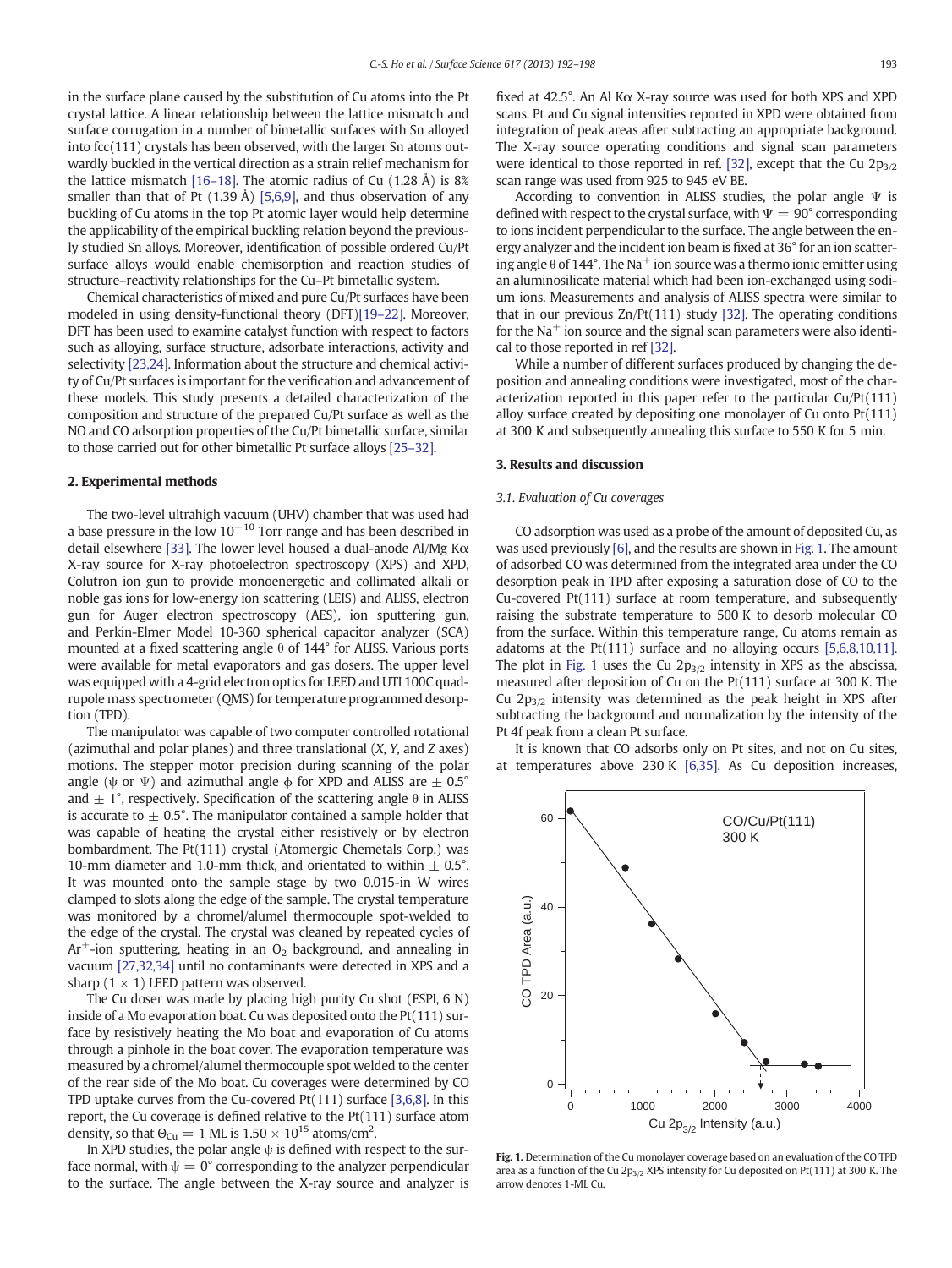in the surface plane caused by the substitution of Cu atoms into the Pt crystal lattice. A linear relationship between the lattice mismatch and surface corrugation in a number of bimetallic surfaces with Sn alloyed into fcc(111) crystals has been observed, with the larger Sn atoms outwardly buckled in the vertical direction as a strain relief mechanism for the lattice mismatch [16–18]. The atomic radius of Cu (1.28 Å) is 8% smaller than that of Pt (1.39 Å) [5,6,9], and thus observation of any buckling of Cu atoms in the top Pt atomic layer would help determine the applicability of the empirical buckling relation beyond the previously studied Sn alloys. Moreover, identification of possible ordered Cu/Pt surface alloys would enable chemisorption and reaction studies of structure–reactivity relationships for the Cu–Pt bimetallic system.

Chemical characteristics of mixed and pure Cu/Pt surfaces have been modeled in using density-functional theory (DFT)[19–22]. Moreover, DFT has been used to examine catalyst function with respect to factors such as alloying, surface structure, adsorbate interactions, activity and selectivity [23,24]. Information about the structure and chemical activity of Cu/Pt surfaces is important for the verification and advancement of these models. This study presents a detailed characterization of the composition and structure of the prepared Cu/Pt surface as well as the NO and CO adsorption properties of the Cu/Pt bimetallic surface, similar to those carried out for other bimetallic Pt surface alloys [25–32].

## 2. Experimental methods

The two-level ultrahigh vacuum (UHV) chamber that was used had a base pressure in the low $10^{-10}$ Torr range and has been described in detail elsewhere [33]. The lower level housed a dual-anode Al/Mg Kα X-ray source for X-ray photoelectron spectroscopy (XPS) and XPD, Colutron ion gun to provide monoenergetic and collimated alkali or noble gas ions for low-energy ion scattering (LEIS) and ALISS, electron gun for Auger electron spectroscopy (AES), ion sputtering gun, and Perkin-Elmer Model 10-360 spherical capacitor analyzer (SCA) mounted at a fixed scattering angle θ of 144° for ALISS. Various ports were available for metal evaporators and gas dosers. The upper level was equipped with a 4-grid electron optics for LEED and UTI 100C quadrupole mass spectrometer (QMS) for temperature programmed desorption (TPD).

The manipulator was capable of two computer controlled rotational (azimuthal and polar planes) and three translational (X, Y, and Z axes) motions. The stepper motor precision during scanning of the polar angle (ψ or Ψ) and azimuthal angle ϕ for XPD and ALISS are ± 0.5° and ± 1°, respectively. Specification of the scattering angle θ in ALISS is accurate to ± 0.5°. The manipulator contained a sample holder that was capable of heating the crystal either resistively or by electron bombardment. The Pt(111) crystal (Atomergic Chemetals Corp.) was 10-mm diameter and 1.0-mm thick, and orientated to within ± 0.5°. It was mounted onto the sample stage by two 0.015-in W wires clamped to slots along the edge of the sample. The crystal temperature was monitored by a chromel/alumel thermocouple spot-welded to the edge of the crystal. The crystal was cleaned by repeated cycles of $Ar^+$-ion sputtering, heating in an $O_2$ background, and annealing in vacuum [27,32,34] until no contaminants were detected in XPS and a sharp (1 × 1) LEED pattern was observed.

The Cu doser was made by placing high purity Cu shot (ESPI, 6 N) inside of a Mo evaporation boat. Cu was deposited onto the Pt(111) surface by resistively heating the Mo boat and evaporation of Cu atoms through a pinhole in the boat cover. The evaporation temperature was measured by a chromel/alumel thermocouple spot welded to the center of the rear side of the Mo boat. Cu coverages were determined by CO TPD uptake curves from the Cu-covered Pt(111) surface [3,6,8]. In this report, the Cu coverage is defined relative to the Pt(111) surface atom density, so that $\Theta_{Cu}$ = 1 ML is $1.50 \times 10^{15}$ atoms/cm$^2$.

In XPD studies, the polar angle ψ is defined with respect to the surface normal, with ψ = 0° corresponding to the analyzer perpendicular to the surface. The angle between the X-ray source and analyzer is fixed at 42.5°. An Al Kα X-ray source was used for both XPS and XPD scans. Pt and Cu signal intensities reported in XPD were obtained from integration of peak areas after subtracting an appropriate background. The X-ray source operating conditions and signal scan parameters were identical to those reported in ref. [32], except that the Cu $2p_{3/2}$ scan range was used from 925 to 945 eV BE.

According to convention in ALISS studies, the polar angle Ψ is defined with respect to the crystal surface, with Ψ = 90° corresponding to ions incident perpendicular to the surface. The angle between the energy analyzer and the incident ion beam is fixed at 36° for an ion scattering angle θ of 144°. The $Na^+$ ion source was a thermo ionic emitter using an aluminosilicate material which had been ion-exchanged using sodium ions. Measurements and analysis of ALISS spectra were similar to that in our previous Zn/Pt(111) study [32]. The operating conditions for the $Na^+$ ion source and the signal scan parameters were also identical to those reported in ref [32].

While a number of different surfaces produced by changing the deposition and annealing conditions were investigated, most of the characterization reported in this paper refer to the particular Cu/Pt(111) alloy surface created by depositing one monolayer of Cu onto Pt(111) at 300 K and subsequently annealing this surface to 550 K for 5 min.

## 3. Results and discussion

### 3.1. Evaluation of Cu coverages

CO adsorption was used as a probe of the amount of deposited Cu, as was used previously [6], and the results are shown in Fig. 1. The amount of adsorbed CO was determined from the integrated area under the CO desorption peak in TPD after exposing a saturation dose of CO to the Cu-covered Pt(111) surface at room temperature, and subsequently raising the substrate temperature to 500 K to desorb molecular CO from the surface. Within this temperature range, Cu atoms remain as adatoms at the Pt(111) surface and no alloying occurs [5,6,8,10,11]. The plot in Fig. 1 uses the Cu $2p_{3/2}$ intensity in XPS as the abscissa, measured after deposition of Cu on the Pt(111) surface at 300 K. The Cu $2p_{3/2}$ intensity was determined as the peak height in XPS after subtracting the background and normalization by the intensity of the Pt 4f peak from a clean Pt surface.

It is known that CO adsorbs only on Pt sites, and not on Cu sites, at temperatures above 230 K [6,35]. As Cu deposition increases,

Fig. 1. Determination of the Cu monolayer coverage based on an evaluation of the CO TPD area as a function of the Cu $2p_{3/2}$ XPS intensity for Cu deposited on Pt(111) at 300 K. The arrow denotes 1-ML Cu.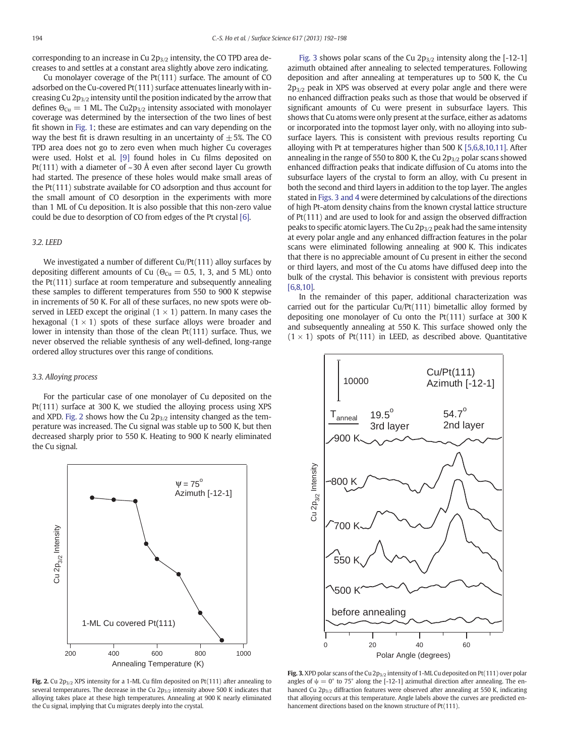corresponding to an increase in Cu $2p_{3/2}$ intensity, the CO TPD area decreases to and settles at a constant area slightly above zero indicating.

Cu monolayer coverage of the Pt(111) surface. The amount of CO adsorbed on the Cu-covered Pt(111) surface attenuates linearly with increasing Cu $2p_{3/2}$ intensity until the position indicated by the arrow that defines $\Theta_{Cu} = 1$ ML. The Cu$2p_{3/2}$ intensity associated with monolayer coverage was determined by the intersection of the two lines of best fit shown in Fig. 1; these are estimates and can vary depending on the way the best fit is drawn resulting in an uncertainty of $\pm 5\%$. The CO TPD area does not go to zero even when much higher Cu coverages were used. Holst et al. [9] found holes in Cu films deposited on Pt(111) with a diameter of ~30 Å even after second layer Cu growth had started. The presence of these holes would make small areas of the Pt(111) substrate available for CO adsorption and thus account for the small amount of CO desorption in the experiments with more than 1 ML of Cu deposition. It is also possible that this non-zero value could be due to desorption of CO from edges of the Pt crystal [6].

### 3.2. LEED

We investigated a number of different Cu/Pt(111) alloy surfaces by depositing different amounts of Cu ($\Theta_{Cu} = 0.5$, 1, 3, and 5 ML) onto the Pt(111) surface at room temperature and subsequently annealing these samples to different temperatures from 550 to 900 K stepwise in increments of 50 K. For all of these surfaces, no new spots were observed in LEED except the original $(1 \times 1)$ pattern. In many cases the hexagonal $(1 \times 1)$ spots of these surface alloys were broader and lower in intensity than those of the clean Pt(111) surface. Thus, we never observed the reliable synthesis of any well-defined, long-range ordered alloy structures over this range of conditions.

### 3.3. Alloying process

For the particular case of one monolayer of Cu deposited on the Pt(111) surface at 300 K, we studied the alloying process using XPS and XPD. Fig. 2 shows how the Cu $2p_{3/2}$ intensity changed as the temperature was increased. The Cu signal was stable up to 500 K, but then decreased sharply prior to 550 K. Heating to 900 K nearly eliminated the Cu signal.

**Fig. 2.** Cu $2p_{3/2}$ XPS intensity for a 1-ML Cu film deposited on Pt(111) after annealing to several temperatures. The decrease in the Cu $2p_{3/2}$ intensity above 500 K indicates that alloying takes place at these high temperatures. Annealing at 900 K nearly eliminated the Cu signal, implying that Cu migrates deeply into the crystal.

Fig. 3 shows polar scans of the Cu $2p_{3/2}$ intensity along the [-12-1] azimuth obtained after annealing to selected temperatures. Following deposition and after annealing at temperatures up to 500 K, the Cu $2p_{3/2}$ peak in XPS was observed at every polar angle and there were no enhanced diffraction peaks such as those that would be observed if significant amounts of Cu were present in subsurface layers. This shows that Cu atoms were only present at the surface, either as adatoms or incorporated into the topmost layer only, with no alloying into subsurface layers. This is consistent with previous results reporting Cu alloying with Pt at temperatures higher than 500 K [5,6,8,10,11]. After annealing in the range of 550 to 800 K, the Cu $2p_{3/2}$ polar scans showed enhanced diffraction peaks that indicate diffusion of Cu atoms into the subsurface layers of the crystal to form an alloy, with Cu present in both the second and third layers in addition to the top layer. The angles stated in Figs. 3 and 4 were determined by calculations of the directions of high Pt-atom density chains from the known crystal lattice structure of Pt(111) and are used to look for and assign the observed diffraction peaks to specific atomic layers. The Cu $2p_{3/2}$ peak had the same intensity at every polar angle and any enhanced diffraction features in the polar scans were eliminated following annealing at 900 K. This indicates that there is no appreciable amount of Cu present in either the second or third layers, and most of the Cu atoms have diffused deep into the bulk of the crystal. This behavior is consistent with previous reports [6,8,10].

In the remainder of this paper, additional characterization was carried out for the particular Cu/Pt(111) bimetallic alloy formed by depositing one monolayer of Cu onto the Pt(111) surface at 300 K and subsequently annealing at 550 K. This surface showed only the $(1 \times 1)$ spots of Pt(111) in LEED, as described above. Quantitative

**Fig. 3.** XPD polar scans of the Cu $2p_{3/2}$ intensity of 1-ML Cu deposited on Pt(111) over polar angles of $\psi = 0°$ to 75° along the [-12-1] azimuthal direction after annealing. The enhanced Cu $2p_{3/2}$ diffraction features were observed after annealing at 550 K, indicating that alloying occurs at this temperature. Angle labels above the curves are predicted enhancement directions based on the known structure of Pt(111).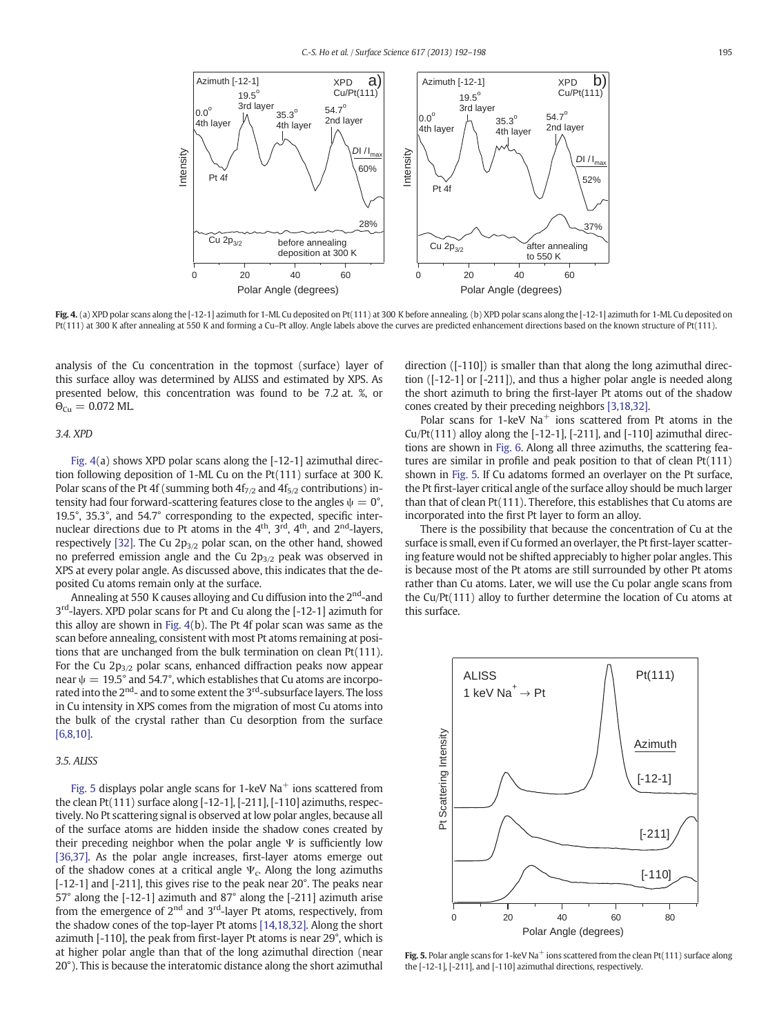**Fig. 4.** (a) XPD polar scans along the [-12-1] azimuth for 1-ML Cu deposited on Pt(111) at 300 K before annealing. (b) XPD polar scans along the [-12-1] azimuth for 1-ML Cu deposited on Pt(111) at 300 K after annealing at 550 K and forming a Cu–Pt alloy. Angle labels above the curves are predicted enhancement directions based on the known structure of Pt(111).

analysis of the Cu concentration in the topmost (surface) layer of this surface alloy was determined by ALISS and estimated by XPS. As presented below, this concentration was found to be 7.2 at. %, or $\Theta_{Cu} = 0.072$ ML.

### 3.4. XPD

Fig. 4(a) shows XPD polar scans along the [-12-1] azimuthal direction following deposition of 1-ML Cu on the Pt(111) surface at 300 K. Polar scans of the Pt 4f (summing both $4f_{7/2}$ and $4f_{5/2}$ contributions) intensity had four forward-scattering features close to the angles $\psi = 0°$, 19.5°, 35.3°, and 54.7° corresponding to the expected, specific internuclear directions due to Pt atoms in the 4[th], 3[rd], 4[th], and 2[nd]-layers, respectively [32]. The Cu $2p_{3/2}$ polar scan, on the other hand, showed no preferred emission angle and the Cu $2p_{3/2}$ peak was observed in XPS at every polar angle. As discussed above, this indicates that the deposited Cu atoms remain only at the surface.

Annealing at 550 K causes alloying and Cu diffusion into the 2[nd]-and 3[rd]-layers. XPD polar scans for Pt and Cu along the [-12-1] azimuth for this alloy are shown in Fig. 4(b). The Pt 4f polar scan was same as the scan before annealing, consistent with most Pt atoms remaining at positions that are unchanged from the bulk termination on clean Pt(111). For the Cu $2p_{3/2}$ polar scans, enhanced diffraction peaks now appear near $\psi = 19.5°$ and 54.7°, which establishes that Cu atoms are incorporated into the 2[nd]- and to some extent the 3[rd]-subsurface layers. The loss in Cu intensity in XPS comes from the migration of most Cu atoms into the bulk of the crystal rather than Cu desorption from the surface [6,8,10].

### 3.5. ALISS

Fig. 5 displays polar angle scans for 1-keV $Na^+$ ions scattered from the clean Pt(111) surface along [-12-1], [-211], [-110] azimuths, respectively. No Pt scattering signal is observed at low polar angles, because all of the surface atoms are hidden inside the shadow cones created by their preceding neighbor when the polar angle $\Psi$ is sufficiently low [36,37]. As the polar angle increases, first-layer atoms emerge out of the shadow cones at a critical angle $\Psi_c$. Along the long azimuths [-12-1] and [-211], this gives rise to the peak near 20°. The peaks near 57° along the [-12-1] azimuth and 87° along the [-211] azimuth arise from the emergence of 2[nd] and 3[rd]-layer Pt atoms, respectively, from the shadow cones of the top-layer Pt atoms [14,18,32]. Along the short azimuth [-110], the peak from first-layer Pt atoms is near 29°, which is at higher polar angle than that of the long azimuthal direction (near 20°). This is because the interatomic distance along the short azimuthal direction ([-110]) is smaller than that along the long azimuthal direction ([-12-1] or [-211]), and thus a higher polar angle is needed along the short azimuth to bring the first-layer Pt atoms out of the shadow cones created by their preceding neighbors [3,18,32].

Polar scans for 1-keV $Na^+$ ions scattered from Pt atoms in the Cu/Pt(111) alloy along the [-12-1], [-211], and [-110] azimuthal directions are shown in Fig. 6. Along all three azimuths, the scattering features are similar in profile and peak position to that of clean Pt(111) shown in Fig. 5. If Cu adatoms formed an overlayer on the Pt surface, the Pt first-layer critical angle of the surface alloy should be much larger than that of clean Pt(111). Therefore, this establishes that Cu atoms are incorporated into the first Pt layer to form an alloy.

There is the possibility that because the concentration of Cu at the surface is small, even if Cu formed an overlayer, the Pt first-layer scattering feature would not be shifted appreciably to higher polar angles. This is because most of the Pt atoms are still surrounded by other Pt atoms rather than Cu atoms. Later, we will use the Cu polar angle scans from the Cu/Pt(111) alloy to further determine the location of Cu atoms at this surface.

**Fig. 5.** Polar angle scans for 1-keV $Na^+$ ions scattered from the clean Pt(111) surface along the [-12-1], [-211], and [-110] azimuthal directions, respectively.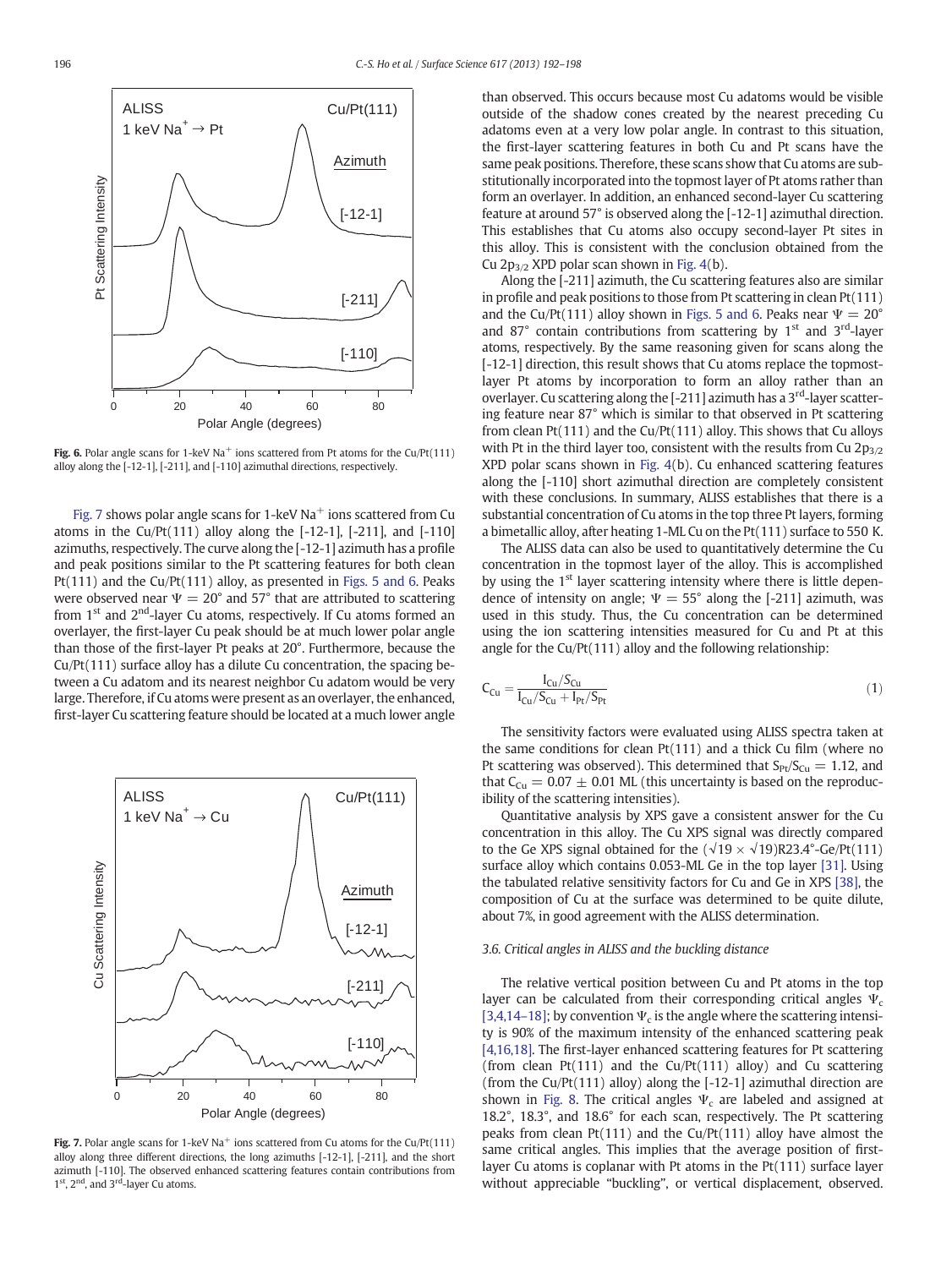Fig. 6. Polar angle scans for 1-keV $Na^+$ ions scattered from Pt atoms for the Cu/Pt(111) alloy along the [-12-1], [-211], and [-110] azimuthal directions, respectively.

Fig. 7 shows polar angle scans for 1-keV $Na^+$ ions scattered from Cu atoms in the Cu/Pt(111) alloy along the [-12-1], [-211], and [-110] azimuths, respectively. The curve along the [-12-1] azimuth has a profile and peak positions similar to the Pt scattering features for both clean Pt(111) and the Cu/Pt(111) alloy, as presented in Figs. 5 and 6. Peaks were observed near $\Psi = 20°$ and 57° that are attributed to scattering from 1st and 2nd-layer Cu atoms, respectively. If Cu atoms formed an overlayer, the first-layer Cu peak should be at much lower polar angle than those of the first-layer Pt peaks at 20°. Furthermore, because the Cu/Pt(111) surface alloy has a dilute Cu concentration, the spacing between a Cu adatom and its nearest neighbor Cu adatom would be very large. Therefore, if Cu atoms were present as an overlayer, the enhanced, first-layer Cu scattering feature should be located at a much lower angle than observed. This occurs because most Cu adatoms would be visible outside of the shadow cones created by the nearest preceding Cu adatoms even at a very low polar angle. In contrast to this situation, the first-layer scattering features in both Cu and Pt scans have the same peak positions. Therefore, these scans show that Cu atoms are substitutionally incorporated into the topmost layer of Pt atoms rather than form an overlayer. In addition, an enhanced second-layer Cu scattering feature at around 57° is observed along the [-12-1] azimuthal direction. This establishes that Cu atoms also occupy second-layer Pt sites in this alloy. This is consistent with the conclusion obtained from the Cu $2p_{3/2}$ XPD polar scan shown in Fig. 4(b).

Along the [-211] azimuth, the Cu scattering features also are similar in profile and peak positions to those from Pt scattering in clean Pt(111) and the Cu/Pt(111) alloy shown in Figs. 5 and 6. Peaks near $\Psi = 20°$ and 87° contain contributions from scattering by 1st and 3rd-layer atoms, respectively. By the same reasoning given for scans along the [-12-1] direction, this result shows that Cu atoms replace the topmost-layer Pt atoms by incorporation to form an alloy rather than an overlayer. Cu scattering along the [-211] azimuth has a 3rd-layer scattering feature near 87° which is similar to that observed in Pt scattering from clean Pt(111) and the Cu/Pt(111) alloy. This shows that Cu alloys with Pt in the third layer too, consistent with the results from Cu $2p_{3/2}$ XPD polar scans shown in Fig. 4(b). Cu enhanced scattering features along the [-110] short azimuthal direction are completely consistent with these conclusions. In summary, ALISS establishes that there is a substantial concentration of Cu atoms in the top three Pt layers, forming a bimetallic alloy, after heating 1-ML Cu on the Pt(111) surface to 550 K.

The ALISS data can also be used to quantitatively determine the Cu concentration in the topmost layer of the alloy. This is accomplished by using the 1st layer scattering intensity where there is little dependence of intensity on angle; $\Psi = 55°$ along the [-211] azimuth, was used in this study. Thus, the Cu concentration can be determined using the ion scattering intensities measured for Cu and Pt at this angle for the Cu/Pt(111) alloy and the following relationship:

$$C_{Cu} = \frac{I_{Cu}/S_{Cu}}{I_{Cu}/S_{Cu} + I_{Pt}/S_{Pt}} \tag{1}$$

The sensitivity factors were evaluated using ALISS spectra taken at the same conditions for clean Pt(111) and a thick Cu film (where no Pt scattering was observed). This determined that $S_{Pt}/S_{Cu} = 1.12$, and that $C_{Cu} = 0.07 \pm 0.01$ ML (this uncertainty is based on the reproducibility of the scattering intensities).

Quantitative analysis by XPS gave a consistent answer for the Cu concentration in this alloy. The Cu XPS signal was directly compared to the Ge XPS signal obtained for the $(\sqrt{19} \times \sqrt{19})R23.4°$-Ge/Pt(111) surface alloy which contains 0.053-ML Ge in the top layer [31]. Using the tabulated relative sensitivity factors for Cu and Ge in XPS [38], the composition of Cu at the surface was determined to be quite dilute, about 7%, in good agreement with the ALISS determination.

Fig. 7. Polar angle scans for 1-keV $Na^+$ ions scattered from Cu atoms for the Cu/Pt(111) alloy along three different directions, the long azimuths [-12-1], [-211], and the short azimuth [-110]. The observed enhanced scattering features contain contributions from 1st, 2nd, and 3rd-layer Cu atoms.

### 3.6. Critical angles in ALISS and the buckling distance

The relative vertical position between Cu and Pt atoms in the top layer can be calculated from their corresponding critical angles $\Psi_c$ [3,4,14–18]; by convention $\Psi_c$ is the angle where the scattering intensity is 90% of the maximum intensity of the enhanced scattering peak [4,16,18]. The first-layer enhanced scattering features for Pt scattering (from clean Pt(111) and the Cu/Pt(111) alloy) and Cu scattering (from the Cu/Pt(111) alloy) along the [-12-1] azimuthal direction are shown in Fig. 8. The critical angles $\Psi_c$ are labeled and assigned at 18.2°, 18.3°, and 18.6° for each scan, respectively. The Pt scattering peaks from clean Pt(111) and the Cu/Pt(111) alloy have almost the same critical angles. This implies that the average position of first-layer Cu atoms is coplanar with Pt atoms in the Pt(111) surface layer without appreciable "buckling", or vertical displacement, observed.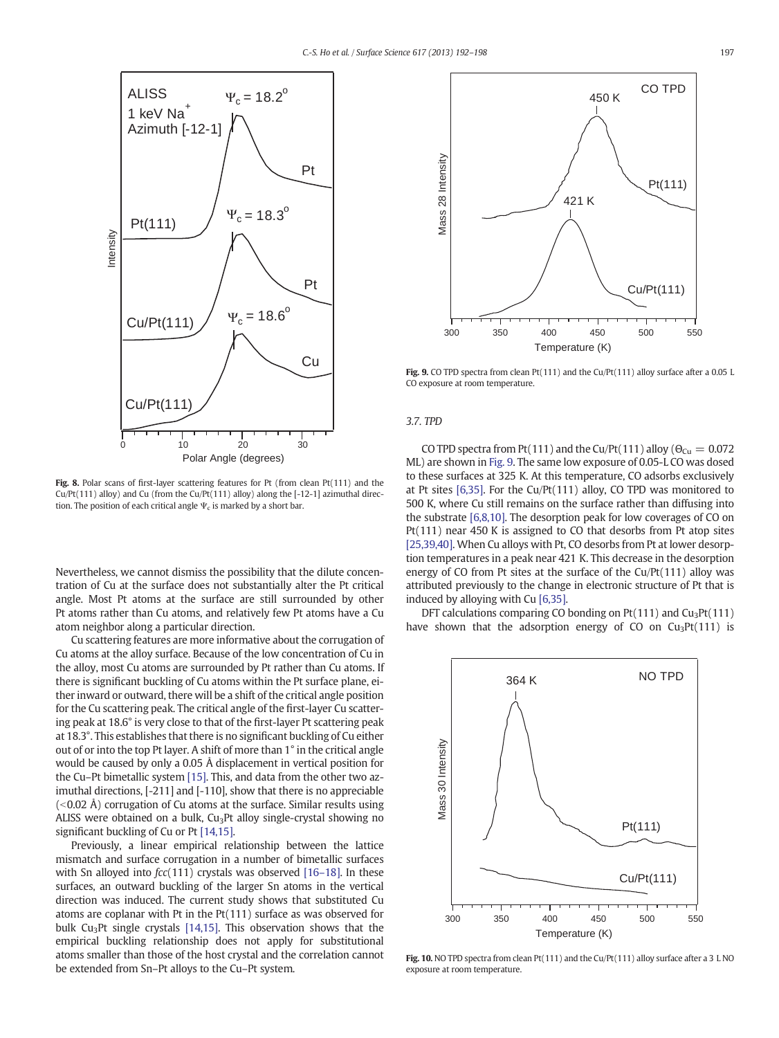Fig. 8. Polar scans of first-layer scattering features for Pt (from clean Pt(111) and the Cu/Pt(111) alloy) and Cu (from the Cu/Pt(111) alloy) along the [-12-1] azimuthal direction. The position of each critical angle $\Psi_c$ is marked by a short bar.

Nevertheless, we cannot dismiss the possibility that the dilute concentration of Cu at the surface does not substantially alter the Pt critical angle. Most Pt atoms at the surface are still surrounded by other Pt atoms rather than Cu atoms, and relatively few Pt atoms have a Cu atom neighbor along a particular direction.

Cu scattering features are more informative about the corrugation of Cu atoms at the alloy surface. Because of the low concentration of Cu in the alloy, most Cu atoms are surrounded by Pt rather than Cu atoms. If there is significant buckling of Cu atoms within the Pt surface plane, either inward or outward, there will be a shift of the critical angle position for the Cu scattering peak. The critical angle of the first-layer Cu scattering peak at 18.6° is very close to that of the first-layer Pt scattering peak at 18.3°. This establishes that there is no significant buckling of Cu either out of or into the top Pt layer. A shift of more than 1° in the critical angle would be caused by only a 0.05 Å displacement in vertical position for the Cu–Pt bimetallic system [15]. This, and data from the other two azimuthal directions, [-211] and [-110], show that there is no appreciable (<0.02 Å) corrugation of Cu atoms at the surface. Similar results using ALISS were obtained on a bulk, $Cu_3Pt$ alloy single-crystal showing no significant buckling of Cu or Pt [14,15].

Previously, a linear empirical relationship between the lattice mismatch and surface corrugation in a number of bimetallic surfaces with Sn alloyed into *fcc*(111) crystals was observed [16–18]. In these surfaces, an outward buckling of the larger Sn atoms in the vertical direction was induced. The current study shows that substituted Cu atoms are coplanar with Pt in the Pt(111) surface as was observed for bulk $Cu_3Pt$ single crystals [14,15]. This observation shows that the empirical buckling relationship does not apply for substitutional atoms smaller than those of the host crystal and the correlation cannot be extended from Sn–Pt alloys to the Cu–Pt system.

Fig. 9. CO TPD spectra from clean Pt(111) and the Cu/Pt(111) alloy surface after a 0.05 L CO exposure at room temperature.

### 3.7. TPD

CO TPD spectra from Pt(111) and the Cu/Pt(111) alloy ($\Theta_{Cu} = 0.072$ ML) are shown in Fig. 9. The same low exposure of 0.05-L CO was dosed to these surfaces at 325 K. At this temperature, CO adsorbs exclusively at Pt sites [6,35]. For the Cu/Pt(111) alloy, CO TPD was monitored to 500 K, where Cu still remains on the surface rather than diffusing into the substrate [6,8,10]. The desorption peak for low coverages of CO on Pt(111) near 450 K is assigned to CO that desorbs from Pt atop sites [25,39,40]. When Cu alloys with Pt, CO desorbs from Pt at lower desorption temperatures in a peak near 421 K. This decrease in the desorption energy of CO from Pt sites at the surface of the Cu/Pt(111) alloy was attributed previously to the change in electronic structure of Pt that is induced by alloying with Cu [6,35].

DFT calculations comparing CO bonding on Pt(111) and $Cu_3Pt(111)$ have shown that the adsorption energy of CO on $Cu_3Pt(111)$ is

Fig. 10. NO TPD spectra from clean Pt(111) and the Cu/Pt(111) alloy surface after a 3 L NO exposure at room temperature.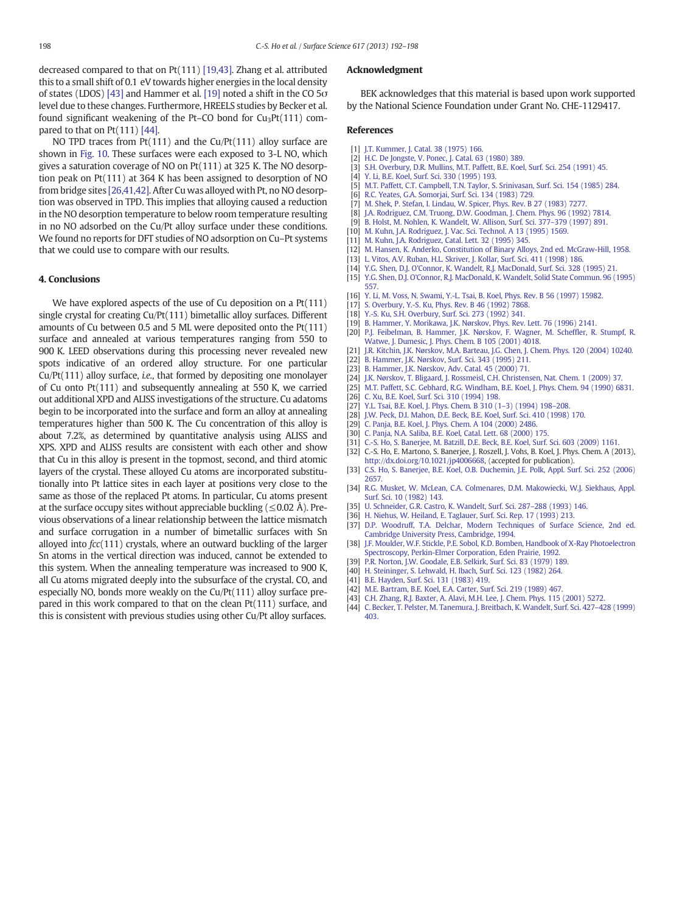decreased compared to that on Pt(111) [19,43]. Zhang et al. attributed this to a small shift of 0.1 eV towards higher energies in the local density of states (LDOS) [43] and Hammer et al. [19] noted a shift in the CO 5σ level due to these changes. Furthermore, HREELS studies by Becker et al. found significant weakening of the Pt–CO bond for $Cu_3Pt(111)$ compared to that on Pt(111) [44].

NO TPD traces from Pt(111) and the Cu/Pt(111) alloy surface are shown in Fig. 10. These surfaces were each exposed to 3-L NO, which gives a saturation coverage of NO on Pt(111) at 325 K. The NO desorption peak on Pt(111) at 364 K has been assigned to desorption of NO from bridge sites [26,41,42]. After Cu was alloyed with Pt, no NO desorption was observed in TPD. This implies that alloying caused a reduction in the NO desorption temperature to below room temperature resulting in no NO adsorbed on the Cu/Pt alloy surface under these conditions. We found no reports for DFT studies of NO adsorption on Cu–Pt systems that we could use to compare with our results.

## 4. Conclusions

We have explored aspects of the use of Cu deposition on a Pt(111) single crystal for creating Cu/Pt(111) bimetallic alloy surfaces. Different amounts of Cu between 0.5 and 5 ML were deposited onto the Pt(111) surface and annealed at various temperatures ranging from 550 to 900 K. LEED observations during this processing never revealed new spots indicative of an ordered alloy structure. For one particular Cu/Pt(111) alloy surface, *i.e.*, that formed by depositing one monolayer of Cu onto Pt(111) and subsequently annealing at 550 K, we carried out additional XPD and ALISS investigations of the structure. Cu adatoms begin to be incorporated into the surface and form an alloy at annealing temperatures higher than 500 K. The Cu concentration of this alloy is about 7.2%, as determined by quantitative analysis using ALISS and XPS. XPD and ALISS results are consistent with each other and show that Cu in this alloy is present in the topmost, second, and third atomic layers of the crystal. These alloyed Cu atoms are incorporated substitutionally into Pt lattice sites in each layer at positions very close to the same as those of the replaced Pt atoms. In particular, Cu atoms present at the surface occupy sites without appreciable buckling ($\leq$0.02 Å). Previous observations of a linear relationship between the lattice mismatch and surface corrugation in a number of bimetallic surfaces with Sn alloyed into *fcc*(111) crystals, where an outward buckling of the larger Sn atoms in the vertical direction was induced, cannot be extended to this system. When the annealing temperature was increased to 900 K, all Cu atoms migrated deeply into the subsurface of the crystal. CO, and especially NO, bonds more weakly on the Cu/Pt(111) alloy surface prepared in this work compared to that on the clean Pt(111) surface, and this is consistent with previous studies using other Cu/Pt alloy surfaces.

## Acknowledgment

BEK acknowledges that this material is based upon work supported by the National Science Foundation under Grant No. CHE-1129417.

## References

[1] J.T. Kummer, J. Catal. 38 (1975) 166.
[2] H.C. De Jongste, V. Ponec, J. Catal. 63 (1980) 389.
[3] S.H. Overbury, D.R. Mullins, M.T. Paffett, B.E. Koel, Surf. Sci. 254 (1991) 45.
[4] Y. Li, B.E. Koel, Surf. Sci. 330 (1995) 193.
[5] M.T. Paffett, C.T. Campbell, T.N. Taylor, S. Srinivasan, Surf. Sci. 154 (1985) 284.
[6] R.C. Yeates, G.A. Somorjai, Surf. Sci. 134 (1983) 729.
[7] M. Shek, P. Stefan, I. Lindau, W. Spicer, Phys. Rev. B 27 (1983) 7277.
[8] J.A. Rodriguez, C.M. Truong, D.W. Goodman, J. Chem. Phys. 96 (1992) 7814.
[9] B. Holst, M. Nohlen, K. Wandelt, W. Allison, Surf. Sci. 377–379 (1997) 891.
[10] M. Kuhn, J.A. Rodriguez, J. Vac. Sci. Technol. A 13 (1995) 1569.
[11] M. Kuhn, J.A. Rodriguez, Catal. Lett. 32 (1995) 345.
[12] M. Hansen, K. Anderko, Constitution of Binary Alloys, 2nd ed. McGraw-Hill, 1958.
[13] L. Vitos, A.V. Ruban, H.L. Skriver, J. Kollar, Surf. Sci. 411 (1998) 186.
[14] Y.G. Shen, D.J. O'Connor, K. Wandelt, R.J. MacDonald, Surf. Sci. 328 (1995) 21.
[15] Y.G. Shen, D.J. O'Connor, R.J. MacDonald, K. Wandelt, Solid State Commun. 96 (1995) 557.
[16] Y. Li, M. Voss, N. Swami, Y.-L. Tsai, B. Koel, Phys. Rev. B 56 (1997) 15982.
[17] S. Overbury, Y.-S. Ku, Phys. Rev. B 46 (1992) 7868.
[18] Y.-S. Ku, S.H. Overbury, Surf. Sci. 273 (1992) 341.
[19] B. Hammer, Y. Morikawa, J.K. Nørskov, Phys. Rev. Lett. 76 (1996) 2141.
[20] P.J. Feibelman, B. Hammer, J.K. Nørskov, F. Wagner, M. Scheffler, R. Stumpf, R. Watwe, J. Dumesic, J. Phys. Chem. B 105 (2001) 4018.
[21] J.R. Kitchin, J.K. Nørskov, M.A. Barteau, J.G. Chen, J. Chem. Phys. 120 (2004) 10240.
[22] B. Hammer, J.K. Nørskov, Surf. Sci. 343 (1995) 211.
[23] B. Hammer, J.K. Nørskov, Adv. Catal. 45 (2000) 71.
[24] J.K. Nørskov, T. Bligaard, J. Rossmeisl, C.H. Christensen, Nat. Chem. 1 (2009) 37.
[25] M.T. Paffett, S.C. Gebhard, R.G. Windham, B.E. Koel, J. Phys. Chem. 94 (1990) 6831.
[26] C. Xu, B.E. Koel, Surf. Sci. 310 (1994) 198.
[27] Y.L. Tsai, B.E. Koel, J. Phys. Chem. B 310 (1–3) (1994) 198–208.
[28] J.W. Peck, D.I. Mahon, D.E. Beck, B.E. Koel, Surf. Sci. 410 (1998) 170.
[29] C. Panja, B.E. Koel, J. Phys. Chem. A 104 (2000) 2486.
[30] C. Panja, N.A. Saliba, B.E. Koel, Catal. Lett. 68 (2000) 175.
[31] C.-S. Ho, S. Banerjee, M. Batzill, D.E. Beck, B.E. Koel, Surf. Sci. 603 (2009) 1161.
[32] C.-S. Ho, E. Martono, S. Banerjee, J. Roszell, J. Vohs, B. Koel, J. Phys. Chem. A (2013), http://dx.doi.org/10.1021/jp4006668, (accepted for publication).
[33] C.S. Ho, S. Banerjee, B.E. Koel, O.B. Duchemin, J.E. Polk, Appl. Surf. Sci. 252 (2006) 2657.
[34] R.G. Musket, W. McLean, C.A. Colmenares, D.M. Makowiecki, W.J. Siekhaus, Appl. Surf. Sci. 10 (1982) 143.
[35] U. Schneider, G.R. Castro, K. Wandelt, Surf. Sci. 287–288 (1993) 146.
[36] H. Niehus, W. Heiland, E. Taglauer, Surf. Sci. Rep. 17 (1993) 213.
[37] D.P. Woodruff, T.A. Delchar, Modern Techniques of Surface Science, 2nd ed. Cambridge University Press, Cambridge, 1994.
[38] J.F. Moulder, W.F. Stickle, P.E. Sobol, K.D. Bomben, Handbook of X-Ray Photoelectron Spectroscopy, Perkin-Elmer Corporation, Eden Prairie, 1992.
[39] P.R. Norton, J.W. Goodale, E.B. Selkirk, Surf. Sci. 83 (1979) 189.
[40] H. Steininger, S. Lehwald, H. Ibach, Surf. Sci. 123 (1982) 264.
[41] B.E. Hayden, Surf. Sci. 131 (1983) 419.
[42] M.E. Bartram, B.E. Koel, E.A. Carter, Surf. Sci. 219 (1989) 467.
[43] C.H. Zhang, R.J. Baxter, A. Alavi, M.H. Lee, J. Chem. Phys. 115 (2001) 5272.
[44] C. Becker, T. Pelster, M. Tanemura, J. Breitbach, K. Wandelt, Surf. Sci. 427–428 (1999) 403.